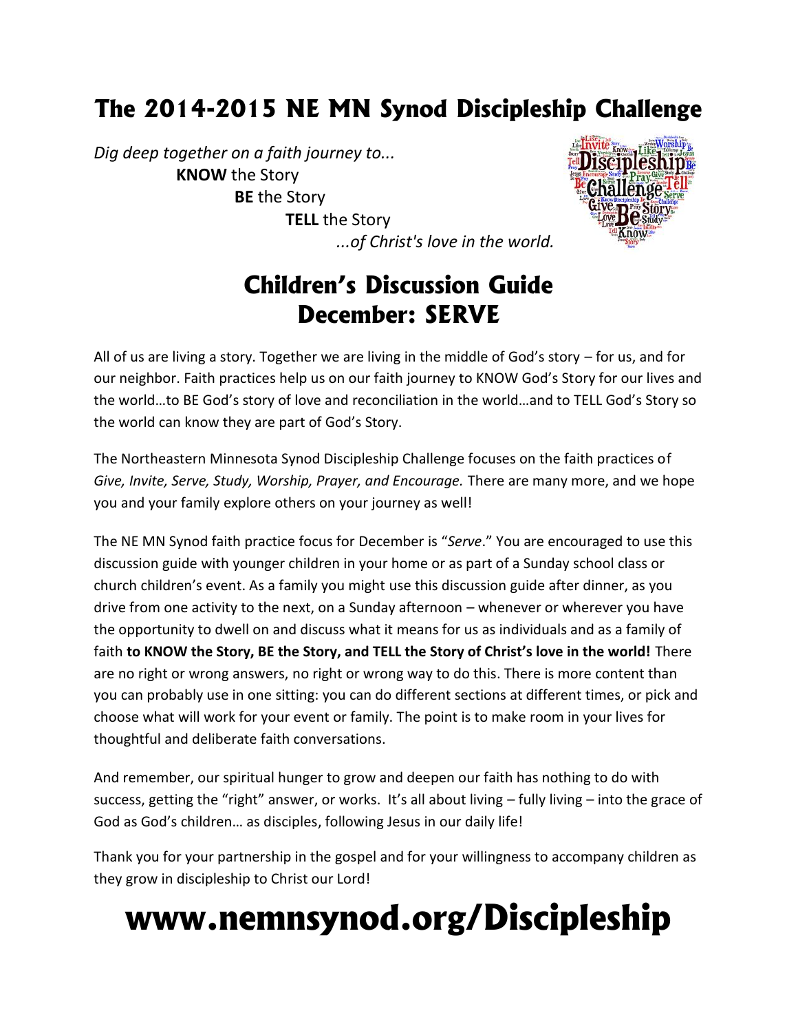# The 2014-2015 NE MN Synod Discipleship Challenge

*Dig deep together on a faith journey to...*
**KNOW** the Story
**BE** the Story
**TELL** the Story
*...of Christ's love in the world.*

## Children's Discussion Guide
## December: SERVE

All of us are living a story. Together we are living in the middle of God's story – for us, and for our neighbor. Faith practices help us on our faith journey to KNOW God's Story for our lives and the world…to BE God's story of love and reconciliation in the world…and to TELL God's Story so the world can know they are part of God's Story.

The Northeastern Minnesota Synod Discipleship Challenge focuses on the faith practices of *Give, Invite, Serve, Study, Worship, Prayer, and Encourage.* There are many more, and we hope you and your family explore others on your journey as well!

The NE MN Synod faith practice focus for December is "*Serve*." You are encouraged to use this discussion guide with younger children in your home or as part of a Sunday school class or church children's event. As a family you might use this discussion guide after dinner, as you drive from one activity to the next, on a Sunday afternoon – whenever or wherever you have the opportunity to dwell on and discuss what it means for us as individuals and as a family of faith **to KNOW the Story, BE the Story, and TELL the Story of Christ's love in the world!** There are no right or wrong answers, no right or wrong way to do this. There is more content than you can probably use in one sitting: you can do different sections at different times, or pick and choose what will work for your event or family. The point is to make room in your lives for thoughtful and deliberate faith conversations.

And remember, our spiritual hunger to grow and deepen our faith has nothing to do with success, getting the "right" answer, or works. It's all about living – fully living – into the grace of God as God's children… as disciples, following Jesus in our daily life!

Thank you for your partnership in the gospel and for your willingness to accompany children as they grow in discipleship to Christ our Lord!

# www.nemnsynod.org/Discipleship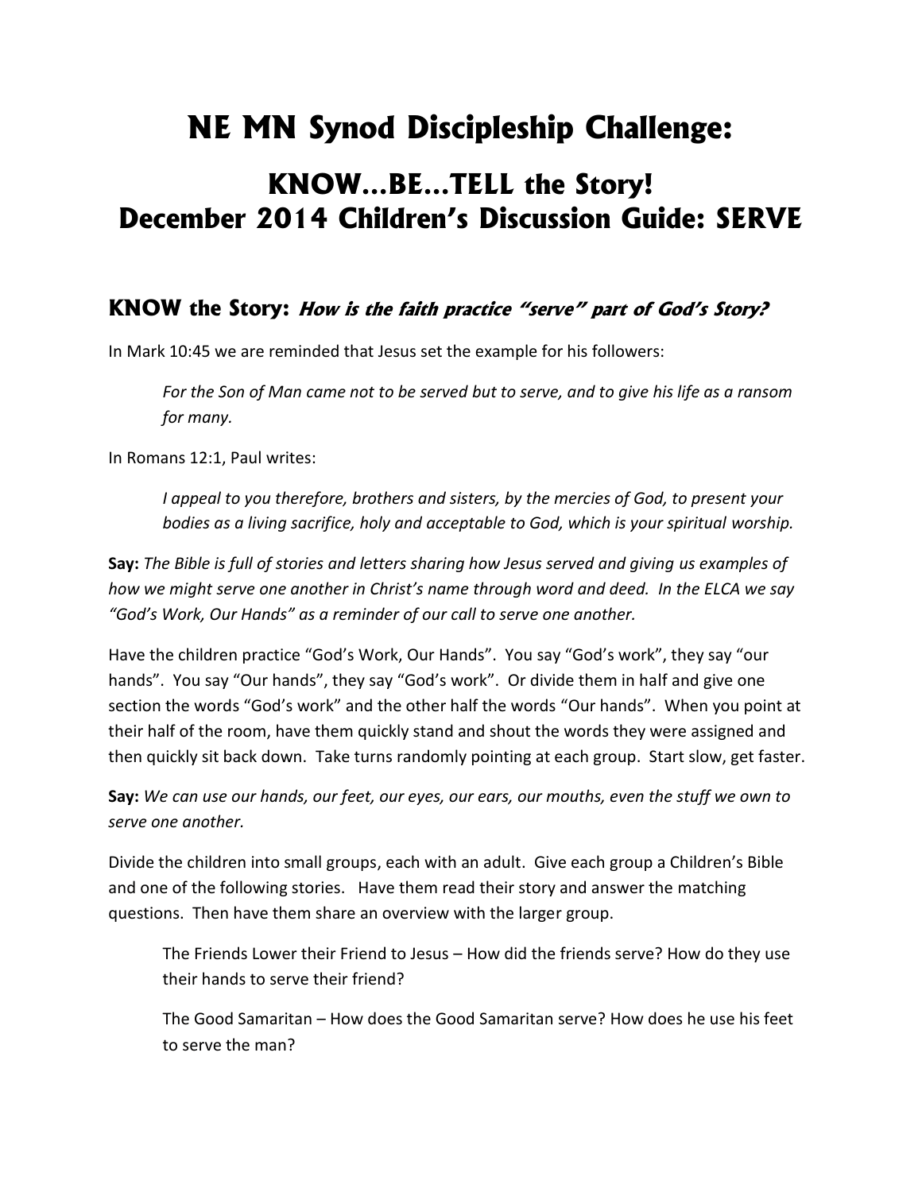# NE MN Synod Discipleship Challenge:

## KNOW…BE…TELL the Story!
## December 2014 Children's Discussion Guide: SERVE

### KNOW the Story: *How is the faith practice "serve" part of God's Story?*

In Mark 10:45 we are reminded that Jesus set the example for his followers:

> *For the Son of Man came not to be served but to serve, and to give his life as a ransom for many.*

In Romans 12:1, Paul writes:

> *I appeal to you therefore, brothers and sisters, by the mercies of God, to present your bodies as a living sacrifice, holy and acceptable to God, which is your spiritual worship.*

**Say:** *The Bible is full of stories and letters sharing how Jesus served and giving us examples of how we might serve one another in Christ's name through word and deed. In the ELCA we say "God's Work, Our Hands" as a reminder of our call to serve one another.*

Have the children practice "God's Work, Our Hands". You say "God's work", they say "our hands". You say "Our hands", they say "God's work". Or divide them in half and give one section the words "God's work" and the other half the words "Our hands". When you point at their half of the room, have them quickly stand and shout the words they were assigned and then quickly sit back down. Take turns randomly pointing at each group. Start slow, get faster.

**Say:** *We can use our hands, our feet, our eyes, our ears, our mouths, even the stuff we own to serve one another.*

Divide the children into small groups, each with an adult. Give each group a Children's Bible and one of the following stories. Have them read their story and answer the matching questions. Then have them share an overview with the larger group.

> The Friends Lower their Friend to Jesus – How did the friends serve? How do they use their hands to serve their friend?
>
> The Good Samaritan – How does the Good Samaritan serve? How does he use his feet to serve the man?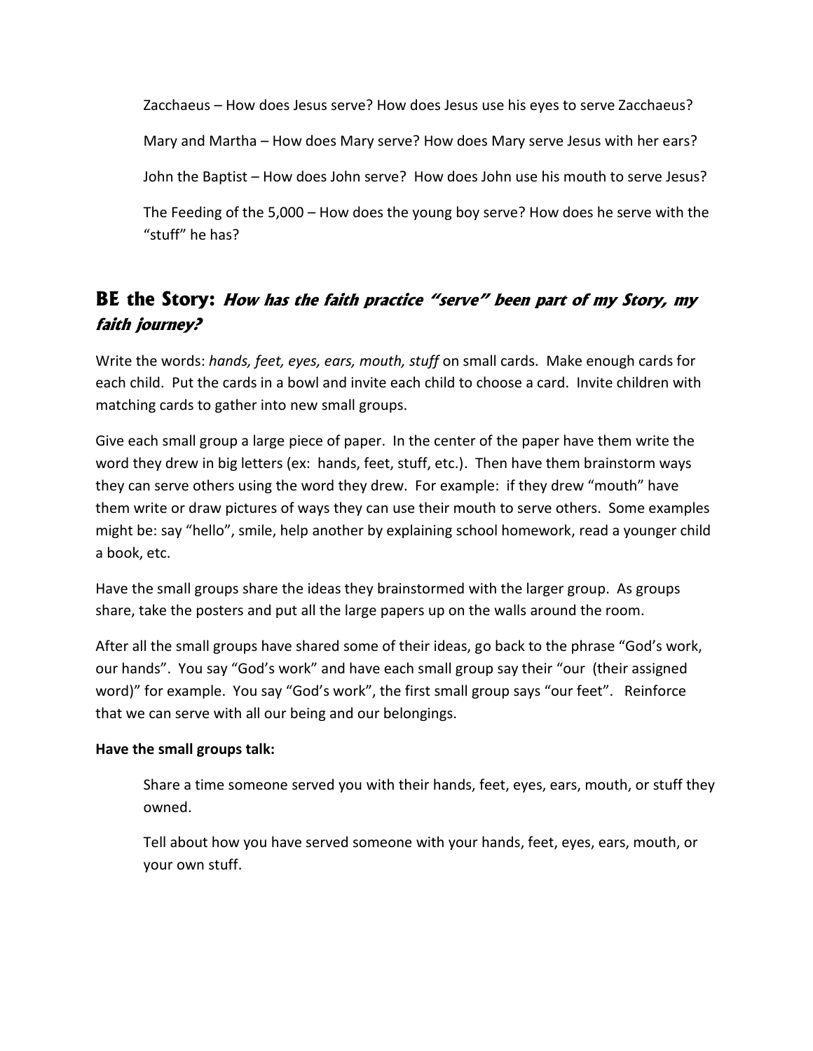Zacchaeus – How does Jesus serve? How does Jesus use his eyes to serve Zacchaeus?

Mary and Martha – How does Mary serve? How does Mary serve Jesus with her ears?

John the Baptist – How does John serve? How does John use his mouth to serve Jesus?

The Feeding of the 5,000 – How does the young boy serve? How does he serve with the "stuff" he has?

## BE the Story: *How has the faith practice "serve" been part of my Story, my faith journey?*

Write the words: *hands, feet, eyes, ears, mouth, stuff* on small cards. Make enough cards for each child. Put the cards in a bowl and invite each child to choose a card. Invite children with matching cards to gather into new small groups.

Give each small group a large piece of paper. In the center of the paper have them write the word they drew in big letters (ex: hands, feet, stuff, etc.). Then have them brainstorm ways they can serve others using the word they drew. For example: if they drew "mouth" have them write or draw pictures of ways they can use their mouth to serve others. Some examples might be: say "hello", smile, help another by explaining school homework, read a younger child a book, etc.

Have the small groups share the ideas they brainstormed with the larger group. As groups share, take the posters and put all the large papers up on the walls around the room.

After all the small groups have shared some of their ideas, go back to the phrase "God's work, our hands". You say "God's work" and have each small group say their "our (their assigned word)" for example. You say "God's work", the first small group says "our feet". Reinforce that we can serve with all our being and our belongings.

**Have the small groups talk:**

Share a time someone served you with their hands, feet, eyes, ears, mouth, or stuff they owned.

Tell about how you have served someone with your hands, feet, eyes, ears, mouth, or your own stuff.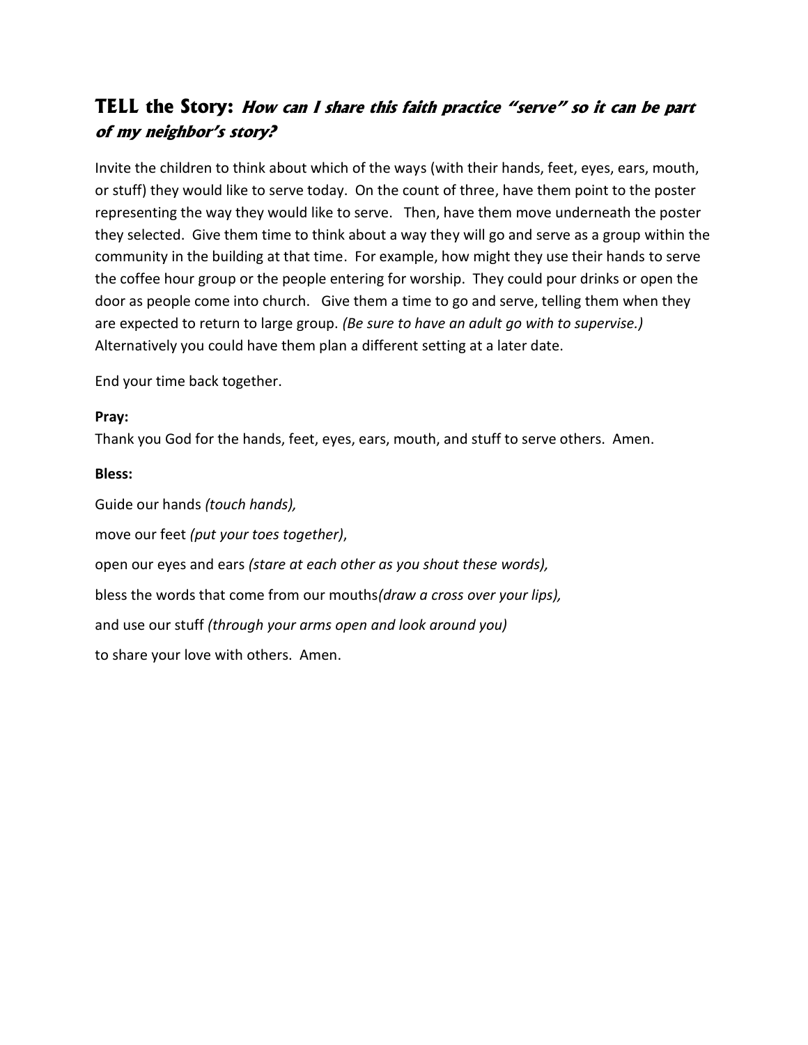## TELL the Story: *How can I share this faith practice "serve" so it can be part of my neighbor's story?*

Invite the children to think about which of the ways (with their hands, feet, eyes, ears, mouth, or stuff) they would like to serve today. On the count of three, have them point to the poster representing the way they would like to serve. Then, have them move underneath the poster they selected. Give them time to think about a way they will go and serve as a group within the community in the building at that time. For example, how might they use their hands to serve the coffee hour group or the people entering for worship. They could pour drinks or open the door as people come into church. Give them a time to go and serve, telling them when they are expected to return to large group. *(Be sure to have an adult go with to supervise.)* Alternatively you could have them plan a different setting at a later date.

End your time back together.

**Pray:**
Thank you God for the hands, feet, eyes, ears, mouth, and stuff to serve others. Amen.

**Bless:**

Guide our hands *(touch hands),*

move our feet *(put your toes together)*,

open our eyes and ears *(stare at each other as you shout these words),*

bless the words that come from our mouths*(draw a cross over your lips),*

and use our stuff *(through your arms open and look around you)*

to share your love with others. Amen.